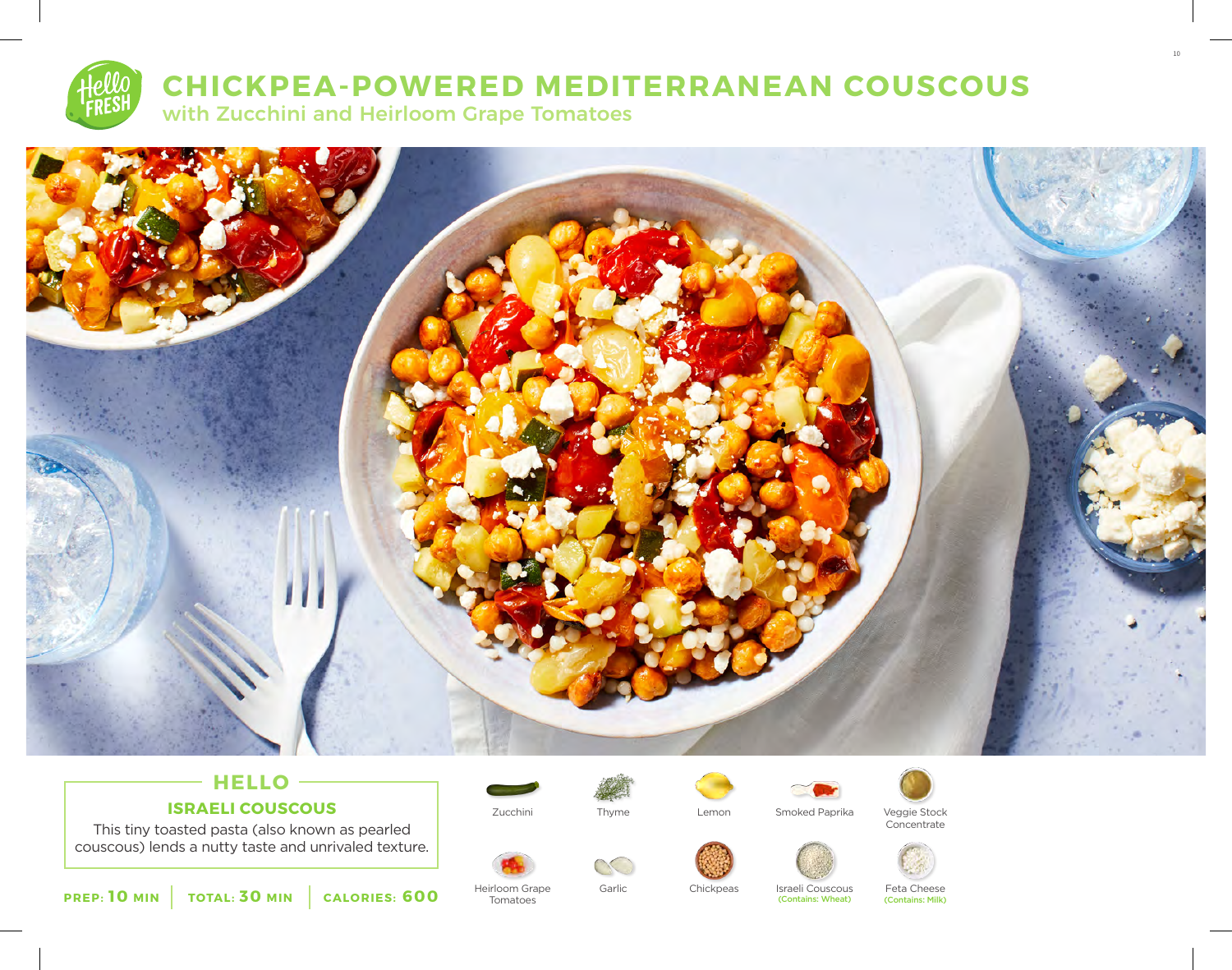# CHICKPEA-POWERED MEDITERRANEAN COUSCOUS

## with Zucchini and Heirloom Grape Tomatoes

## HELLO

### ISRAELI COUSCOUS

This tiny toasted pasta (also known as pearled couscous) lends a nutty taste and unrivaled texture.

**PREP: 10 MIN** | **TOTAL: 30 MIN** | **CALORIES: 600**

- Zucchini
- Thyme
- Lemon
- Smoked Paprika
- Veggie Stock Concentrate
- Heirloom Grape Tomatoes
- Garlic
- Chickpeas
- Israeli Couscous (Contains: Wheat)
- Feta Cheese (Contains: Milk)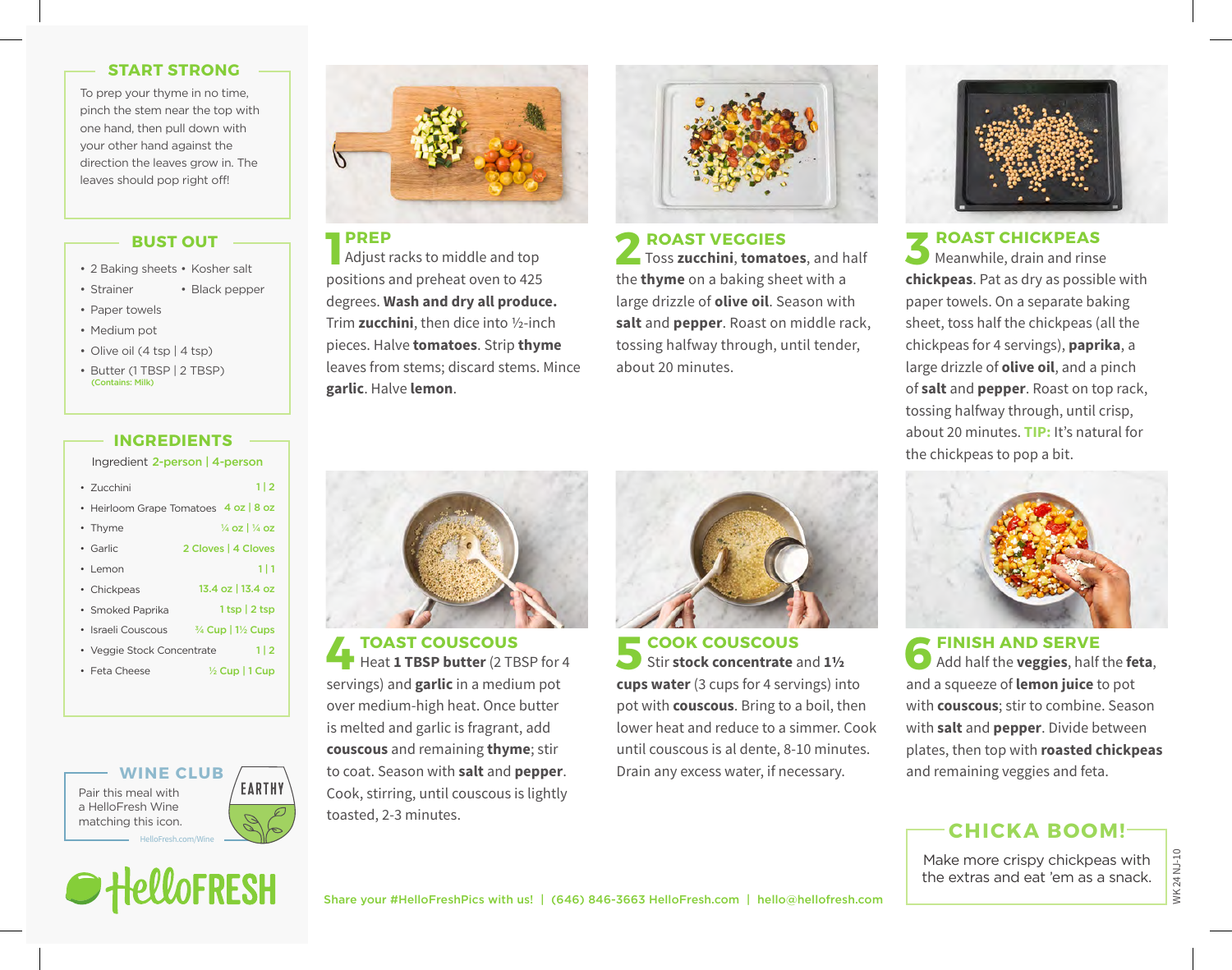## START STRONG

To prep your thyme in no time, pinch the stem near the top with one hand, then pull down with your other hand against the direction the leaves grow in. The leaves should pop right off!

## BUST OUT

- 2 Baking sheets
- Kosher salt
- Strainer
- Black pepper
- Paper towels
- Medium pot
- Olive oil (4 tsp | 4 tsp)
- Butter (1 TBSP | 2 TBSP) (Contains: Milk)

## INGREDIENTS

| Ingredient | 2-person \| 4-person |
| --- | --- |
| Zucchini | 1 \| 2 |
| Heirloom Grape Tomatoes | 4 oz \| 8 oz |
| Thyme | ¼ oz \| ¼ oz |
| Garlic | 2 Cloves \| 4 Cloves |
| Lemon | 1 \| 1 |
| Chickpeas | 13.4 oz \| 13.4 oz |
| Smoked Paprika | 1 tsp \| 2 tsp |
| Israeli Couscous | ¾ Cup \| 1½ Cups |
| Veggie Stock Concentrate | 1 \| 2 |
| Feta Cheese | ½ Cup \| 1 Cup |

## WINE CLUB

Pair this meal with a HelloFresh Wine matching this icon.

EARTHY

HelloFresh.com/Wine

HelloFRESH

## 1 PREP

Adjust racks to middle and top positions and preheat oven to 425 degrees. **Wash and dry all produce.** Trim **zucchini**, then dice into ½-inch pieces. Halve **tomatoes**. Strip **thyme** leaves from stems; discard stems. Mince **garlic**. Halve **lemon**.

## 2 ROAST VEGGIES

Toss **zucchini**, **tomatoes**, and half the **thyme** on a baking sheet with a large drizzle of **olive oil**. Season with **salt** and **pepper**. Roast on middle rack, tossing halfway through, until tender, about 20 minutes.

## 3 ROAST CHICKPEAS

Meanwhile, drain and rinse **chickpeas**. Pat as dry as possible with paper towels. On a separate baking sheet, toss half the chickpeas (all the chickpeas for 4 servings), **paprika**, a large drizzle of **olive oil**, and a pinch of **salt** and **pepper**. Roast on top rack, tossing halfway through, until crisp, about 20 minutes. **TIP:** It's natural for the chickpeas to pop a bit.

## 4 TOAST COUSCOUS

Heat **1 TBSP butter** (2 TBSP for 4 servings) and **garlic** in a medium pot over medium-high heat. Once butter is melted and garlic is fragrant, add **couscous** and remaining **thyme**; stir to coat. Season with **salt** and **pepper**. Cook, stirring, until couscous is lightly toasted, 2-3 minutes.

## 5 COOK COUSCOUS

Stir **stock concentrate** and **1½ cups water** (3 cups for 4 servings) into pot with **couscous**. Bring to a boil, then lower heat and reduce to a simmer. Cook until couscous is al dente, 8-10 minutes. Drain any excess water, if necessary.

## 6 FINISH AND SERVE

Add half the **veggies**, half the **feta**, and a squeeze of **lemon juice** to pot with **couscous**; stir to combine. Season with **salt** and **pepper**. Divide between plates, then top with **roasted chickpeas** and remaining veggies and feta.

## CHICKA BOOM!

Make more crispy chickpeas with the extras and eat 'em as a snack.

Share your #HelloFreshPics with us! | (646) 846-3663 HelloFresh.com | hello@hellofresh.com

WK 24 NJ-10